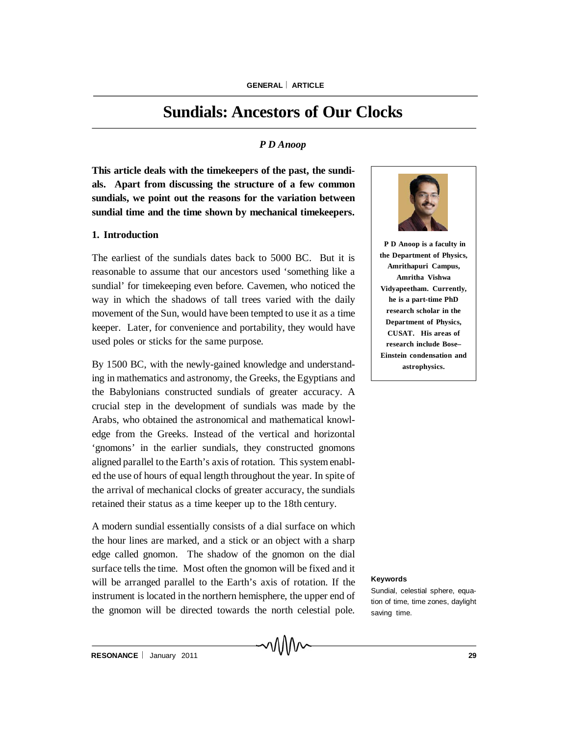# Sundials: Ancestors of Our Clocks

*P D Anoop*

**This article deals with the timekeepers of the past, the sundials. Apart from discussing the structure of a few common sundials, we point out the reasons for the variation between sundial time and the time shown by mechanical timekeepers.**

**P D Anoop is a faculty in the Department of Physics, Amrithapuri Campus, Amritha Vishwa Vidyapeetham. Currently, he is a part-time PhD research scholar in the Department of Physics, CUSAT. His areas of research include Bose–Einstein condensation and astrophysics.**

## 1. Introduction

The earliest of the sundials dates back to 5000 BC. But it is reasonable to assume that our ancestors used 'something like a sundial' for timekeeping even before. Cavemen, who noticed the way in which the shadows of tall trees varied with the daily movement of the Sun, would have been tempted to use it as a time keeper. Later, for convenience and portability, they would have used poles or sticks for the same purpose.

By 1500 BC, with the newly-gained knowledge and understanding in mathematics and astronomy, the Greeks, the Egyptians and the Babylonians constructed sundials of greater accuracy. A crucial step in the development of sundials was made by the Arabs, who obtained the astronomical and mathematical knowledge from the Greeks. Instead of the vertical and horizontal 'gnomons' in the earlier sundials, they constructed gnomons aligned parallel to the Earth's axis of rotation. This system enabled the use of hours of equal length throughout the year. In spite of the arrival of mechanical clocks of greater accuracy, the sundials retained their status as a time keeper up to the 18th century.

A modern sundial essentially consists of a dial surface on which the hour lines are marked, and a stick or an object with a sharp edge called gnomon. The shadow of the gnomon on the dial surface tells the time. Most often the gnomon will be fixed and it will be arranged parallel to the Earth's axis of rotation. If the instrument is located in the northern hemisphere, the upper end of the gnomon will be directed towards the north celestial pole.

**Keywords**

Sundial, celestial sphere, equation of time, time zones, daylight saving time.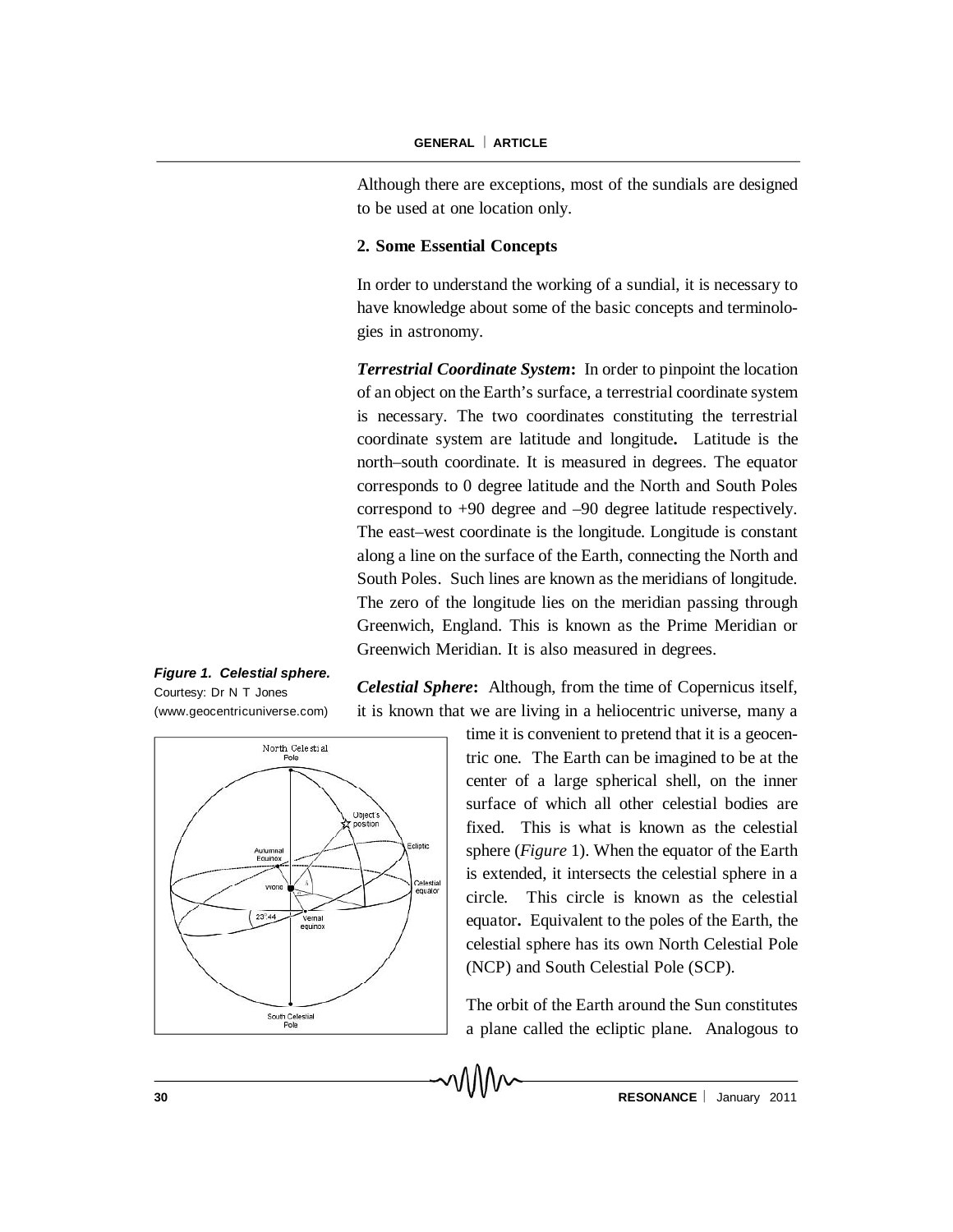Although there are exceptions, most of the sundials are designed to be used at one location only.

**2. Some Essential Concepts**

In order to understand the working of a sundial, it is necessary to have knowledge about some of the basic concepts and terminologies in astronomy.

***Terrestrial Coordinate System*:** In order to pinpoint the location of an object on the Earth's surface, a terrestrial coordinate system is necessary. The two coordinates constituting the terrestrial coordinate system are latitude and longitude**.** Latitude is the north–south coordinate. It is measured in degrees. The equator corresponds to 0 degree latitude and the North and South Poles correspond to +90 degree and –90 degree latitude respectively. The east–west coordinate is the longitude. Longitude is constant along a line on the surface of the Earth, connecting the North and South Poles. Such lines are known as the meridians of longitude. The zero of the longitude lies on the meridian passing through Greenwich, England. This is known as the Prime Meridian or Greenwich Meridian. It is also measured in degrees.

***Figure 1. Celestial sphere.*** Courtesy: Dr N T Jones (www.geocentricuniverse.com)

***Celestial Sphere*:** Although, from the time of Copernicus itself, it is known that we are living in a heliocentric universe, many a time it is convenient to pretend that it is a geocentric one. The Earth can be imagined to be at the center of a large spherical shell, on the inner surface of which all other celestial bodies are fixed. This is what is known as the celestial sphere (*Figure* 1). When the equator of the Earth is extended, it intersects the celestial sphere in a circle. This circle is known as the celestial equator**.** Equivalent to the poles of the Earth, the celestial sphere has its own North Celestial Pole (NCP) and South Celestial Pole (SCP).

The orbit of the Earth around the Sun constitutes a plane called the ecliptic plane. Analogous to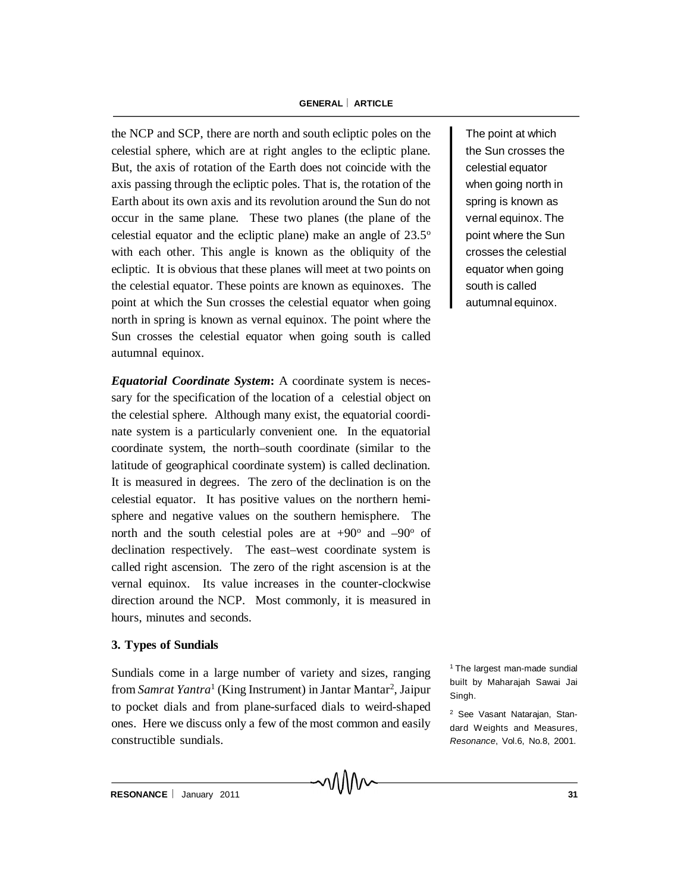the NCP and SCP, there are north and south ecliptic poles on the celestial sphere, which are at right angles to the ecliptic plane. But, the axis of rotation of the Earth does not coincide with the axis passing through the ecliptic poles. That is, the rotation of the Earth about its own axis and its revolution around the Sun do not occur in the same plane. These two planes (the plane of the celestial equator and the ecliptic plane) make an angle of $23.5^{o}$ with each other. This angle is known as the obliquity of the ecliptic. It is obvious that these planes will meet at two points on the celestial equator. These points are known as equinoxes. The point at which the Sun crosses the celestial equator when going north in spring is known as vernal equinox. The point where the Sun crosses the celestial equator when going south is called autumnal equinox.

> The point at which the Sun crosses the celestial equator when going north in spring is known as vernal equinox. The point where the Sun crosses the celestial equator when going south is called autumnal equinox.

***Equatorial Coordinate System*:** A coordinate system is necessary for the specification of the location of a celestial object on the celestial sphere. Although many exist, the equatorial coordinate system is a particularly convenient one. In the equatorial coordinate system, the north–south coordinate (similar to the latitude of geographical coordinate system) is called declination. It is measured in degrees. The zero of the declination is on the celestial equator. It has positive values on the northern hemisphere and negative values on the southern hemisphere. The north and the south celestial poles are at $+90^{o}$ and $-90^{o}$ of declination respectively. The east–west coordinate system is called right ascension. The zero of the right ascension is at the vernal equinox. Its value increases in the counter-clockwise direction around the NCP. Most commonly, it is measured in hours, minutes and seconds.

### 3. Types of Sundials

Sundials come in a large number of variety and sizes, ranging from *Samrat Yantra*[1] (King Instrument) in Jantar Mantar[2], Jaipur to pocket dials and from plane-surfaced dials to weird-shaped ones. Here we discuss only a few of the most common and easily constructible sundials.

[1] The largest man-made sundial built by Maharajah Sawai Jai Singh.

[2] See Vasant Natarajan, Standard Weights and Measures, *Resonance*, Vol.6, No.8, 2001.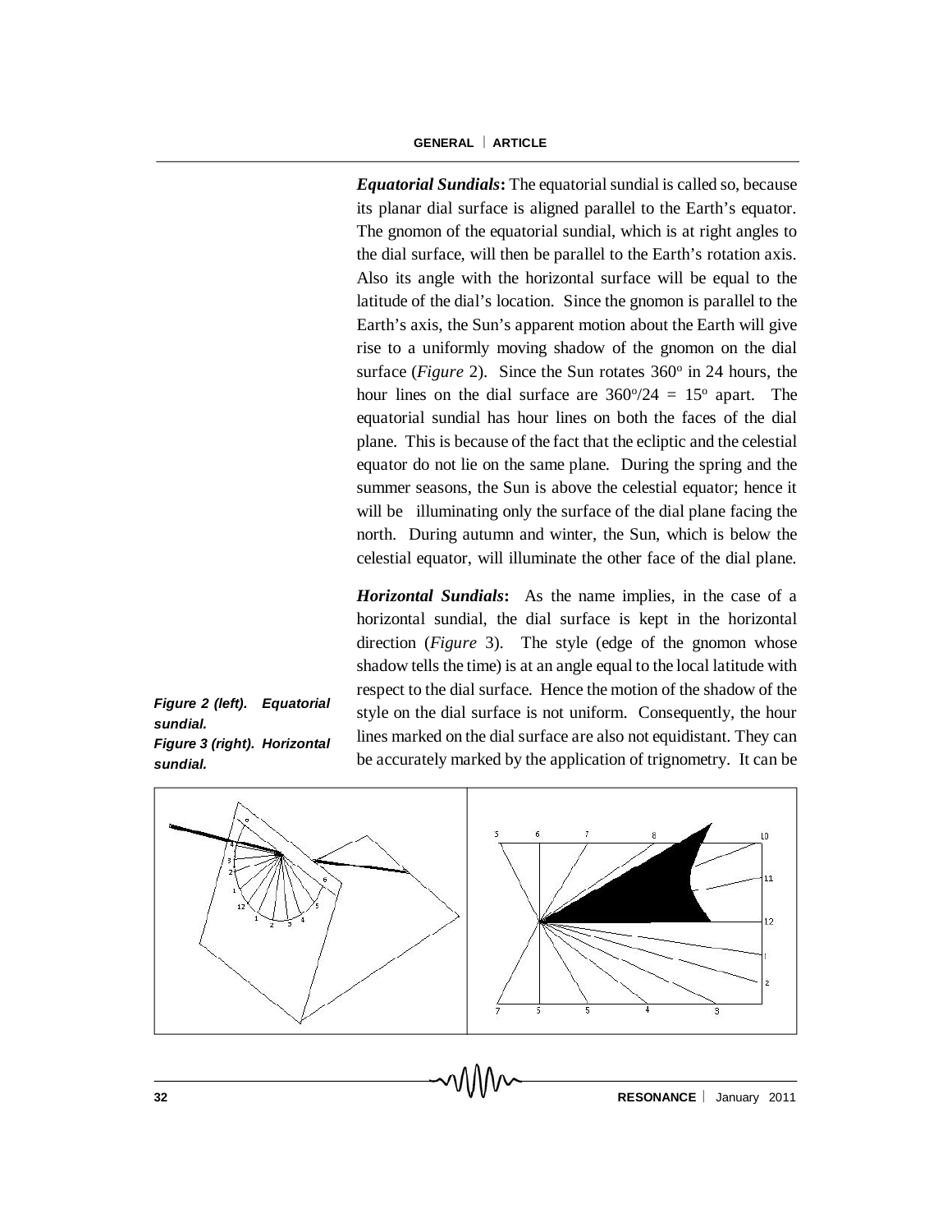***Equatorial Sundials*:** The equatorial sundial is called so, because its planar dial surface is aligned parallel to the Earth's equator. The gnomon of the equatorial sundial, which is at right angles to the dial surface, will then be parallel to the Earth's rotation axis. Also its angle with the horizontal surface will be equal to the latitude of the dial's location. Since the gnomon is parallel to the Earth's axis, the Sun's apparent motion about the Earth will give rise to a uniformly moving shadow of the gnomon on the dial surface (*Figure* 2). Since the Sun rotates $360^o$ in 24 hours, the hour lines on the dial surface are $360^o/24 = 15^o$ apart. The equatorial sundial has hour lines on both the faces of the dial plane. This is because of the fact that the ecliptic and the celestial equator do not lie on the same plane. During the spring and the summer seasons, the Sun is above the celestial equator; hence it will be illuminating only the surface of the dial plane facing the north. During autumn and winter, the Sun, which is below the celestial equator, will illuminate the other face of the dial plane.

***Horizontal Sundials*:** As the name implies, in the case of a horizontal sundial, the dial surface is kept in the horizontal direction (*Figure* 3). The style (edge of the gnomon whose shadow tells the time) is at an angle equal to the local latitude with respect to the dial surface. Hence the motion of the shadow of the style on the dial surface is not uniform. Consequently, the hour lines marked on the dial surface are also not equidistant. They can be accurately marked by the application of trignometry. It can be

***Figure 2 (left). Equatorial sundial.***

***Figure 3 (right). Horizontal sundial.***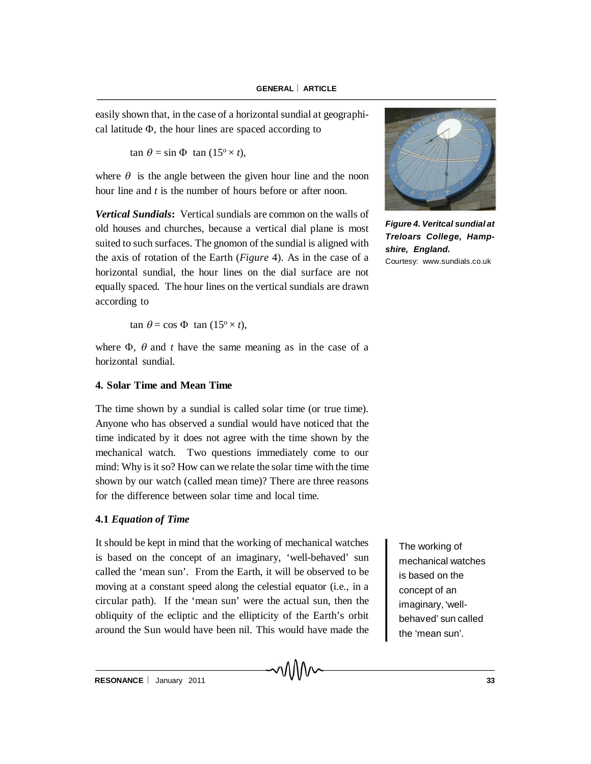easily shown that, in the case of a horizontal sundial at geographical latitude $\Phi$, the hour lines are spaced according to

$$\tan \theta = \sin \Phi \ \tan (15^{o} \times t),$$

where $\theta$ is the angle between the given hour line and the noon hour line and $t$ is the number of hours before or after noon.

***Vertical Sundials*:** Vertical sundials are common on the walls of old houses and churches, because a vertical dial plane is most suited to such surfaces. The gnomon of the sundial is aligned with the axis of rotation of the Earth (*Figure* 4). As in the case of a horizontal sundial, the hour lines on the dial surface are not equally spaced. The hour lines on the vertical sundials are drawn according to

$$\tan \theta = \cos \Phi \ \tan (15^{o} \times t),$$

where $\Phi$, $\theta$ and $t$ have the same meaning as in the case of a horizontal sundial.

***Figure 4. Veritcal sundial at Treloars College, Hampshire, England.***
Courtesy: www.sundials.co.uk

## 4. Solar Time and Mean Time

The time shown by a sundial is called solar time (or true time). Anyone who has observed a sundial would have noticed that the time indicated by it does not agree with the time shown by the mechanical watch. Two questions immediately come to our mind: Why is it so? How can we relate the solar time with the time shown by our watch (called mean time)? There are three reasons for the difference between solar time and local time.

### 4.1 *Equation of Time*

It should be kept in mind that the working of mechanical watches is based on the concept of an imaginary, 'well-behaved' sun called the 'mean sun'. From the Earth, it will be observed to be moving at a constant speed along the celestial equator (i.e., in a circular path). If the 'mean sun' were the actual sun, then the obliquity of the ecliptic and the ellipticity of the Earth's orbit around the Sun would have been nil. This would have made the

> The working of mechanical watches is based on the concept of an imaginary, 'well-behaved' sun called the 'mean sun'.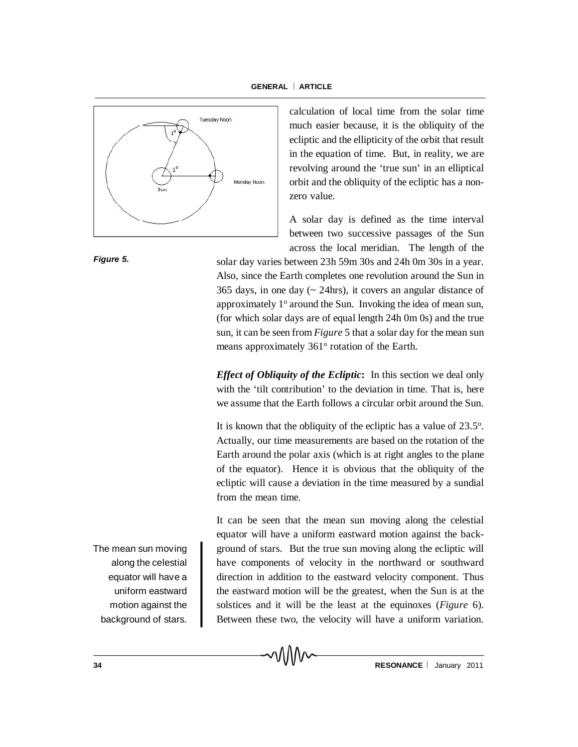Figure 5.

calculation of local time from the solar time much easier because, it is the obliquity of the ecliptic and the ellipticity of the orbit that result in the equation of time. But, in reality, we are revolving around the 'true sun' in an elliptical orbit and the obliquity of the ecliptic has a non-zero value.

A solar day is defined as the time interval between two successive passages of the Sun across the local meridian. The length of the solar day varies between 23h 59m 30s and 24h 0m 30s in a year. Also, since the Earth completes one revolution around the Sun in 365 days, in one day (~ 24hrs), it covers an angular distance of approximately $1^o$ around the Sun. Invoking the idea of mean sun, (for which solar days are of equal length 24h 0m 0s) and the true sun, it can be seen from *Figure* 5 that a solar day for the mean sun means approximately $361^o$ rotation of the Earth.

***Effect of Obliquity of the Ecliptic*:** In this section we deal only with the 'tilt contribution' to the deviation in time. That is, here we assume that the Earth follows a circular orbit around the Sun.

It is known that the obliquity of the ecliptic has a value of $23.5^o$. Actually, our time measurements are based on the rotation of the Earth around the polar axis (which is at right angles to the plane of the equator). Hence it is obvious that the obliquity of the ecliptic will cause a deviation in the time measured by a sundial from the mean time.

The mean sun moving along the celestial equator will have a uniform eastward motion against the background of stars.

It can be seen that the mean sun moving along the celestial equator will have a uniform eastward motion against the background of stars. But the true sun moving along the ecliptic will have components of velocity in the northward or southward direction in addition to the eastward velocity component. Thus the eastward motion will be the greatest, when the Sun is at the solstices and it will be the least at the equinoxes (*Figure* 6). Between these two, the velocity will have a uniform variation.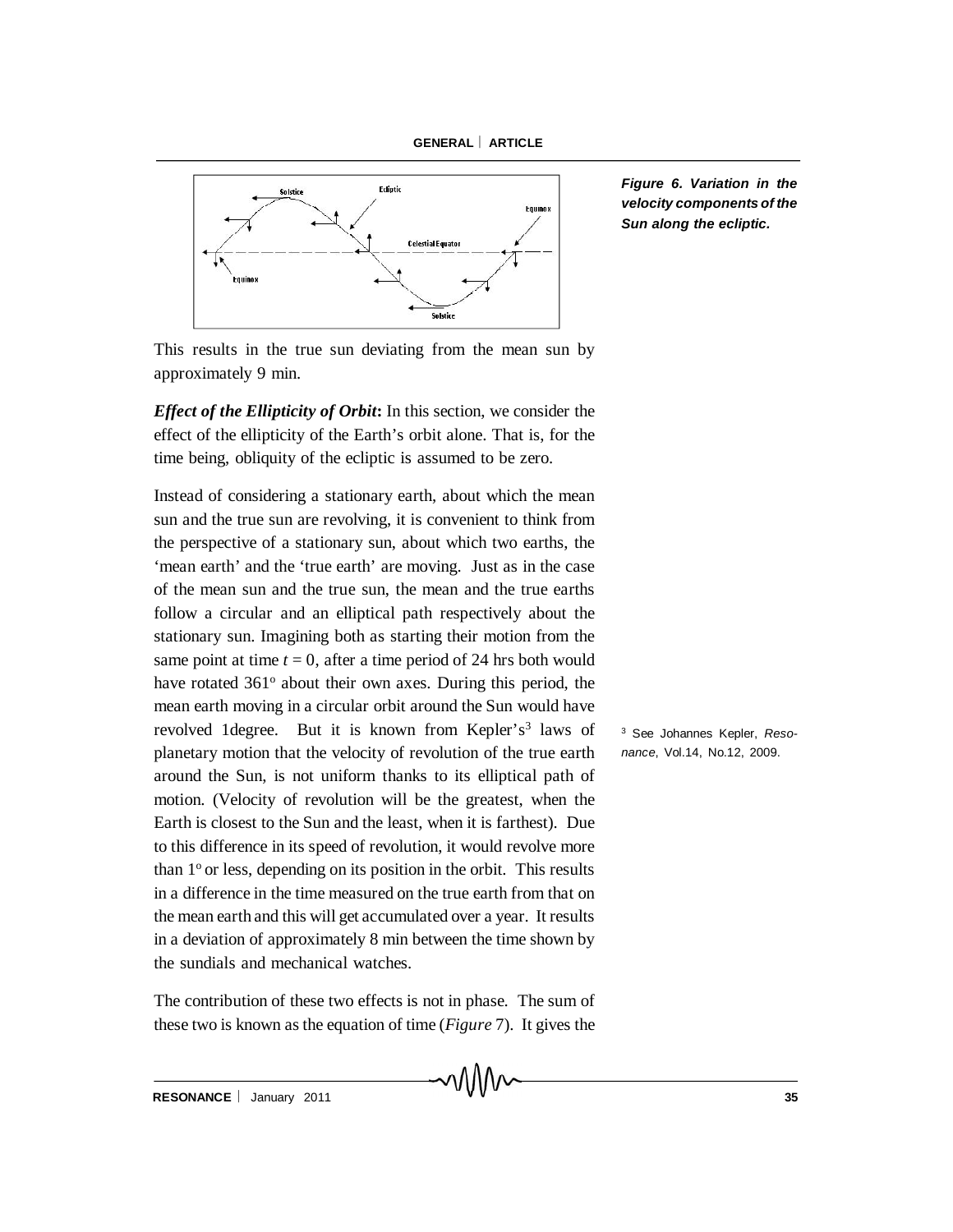Figure 6. Variation in the velocity components of the Sun along the ecliptic.

This results in the true sun deviating from the mean sun by approximately 9 min.

***Effect of the Ellipticity of Orbit*:** In this section, we consider the effect of the ellipticity of the Earth's orbit alone. That is, for the time being, obliquity of the ecliptic is assumed to be zero.

Instead of considering a stationary earth, about which the mean sun and the true sun are revolving, it is convenient to think from the perspective of a stationary sun, about which two earths, the 'mean earth' and the 'true earth' are moving. Just as in the case of the mean sun and the true sun, the mean and the true earths follow a circular and an elliptical path respectively about the stationary sun. Imagining both as starting their motion from the same point at time $t = 0$, after a time period of 24 hrs both would have rotated 361° about their own axes. During this period, the mean earth moving in a circular orbit around the Sun would have revolved 1degree. But it is known from Kepler's[3] laws of planetary motion that the velocity of revolution of the true earth around the Sun, is not uniform thanks to its elliptical path of motion. (Velocity of revolution will be the greatest, when the Earth is closest to the Sun and the least, when it is farthest). Due to this difference in its speed of revolution, it would revolve more than 1° or less, depending on its position in the orbit. This results in a difference in the time measured on the true earth from that on the mean earth and this will get accumulated over a year. It results in a deviation of approximately 8 min between the time shown by the sundials and mechanical watches.

[3] See Johannes Kepler, *Resonance*, Vol.14, No.12, 2009.

The contribution of these two effects is not in phase. The sum of these two is known as the equation of time (*Figure* 7). It gives the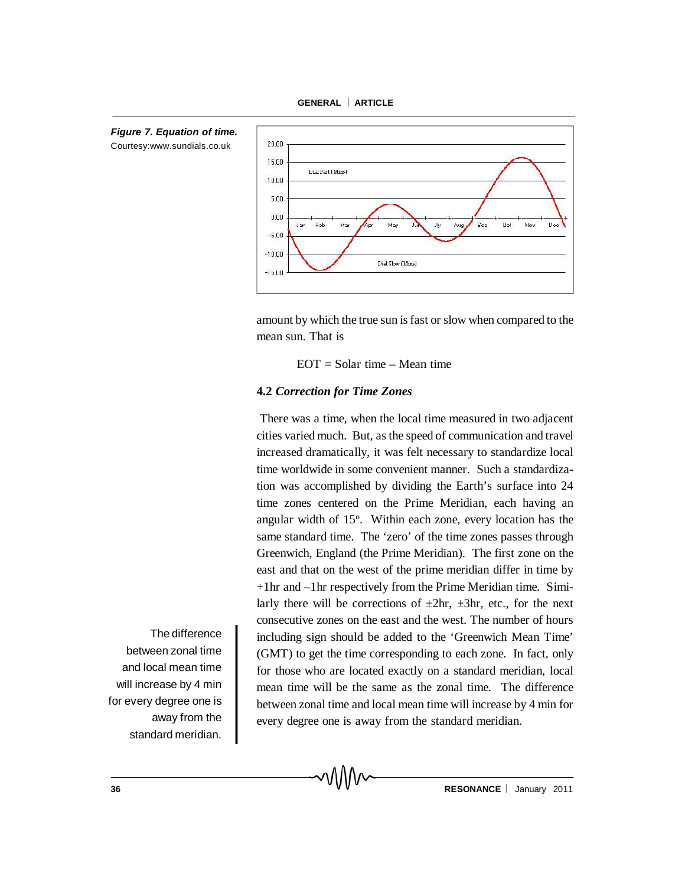**Figure 7. Equation of time.**
Courtesy:www.sundials.co.uk

amount by which the true sun is fast or slow when compared to the mean sun. That is

$$\text{EOT} = \text{Solar time} - \text{Mean time}$$

### 4.2 *Correction for Time Zones*

There was a time, when the local time measured in two adjacent cities varied much. But, as the speed of communication and travel increased dramatically, it was felt necessary to standardize local time worldwide in some convenient manner. Such a standardization was accomplished by dividing the Earth's surface into 24 time zones centered on the Prime Meridian, each having an angular width of $15^{o}$. Within each zone, every location has the same standard time. The 'zero' of the time zones passes through Greenwich, England (the Prime Meridian). The first zone on the east and that on the west of the prime meridian differ in time by +1hr and –1hr respectively from the Prime Meridian time. Similarly there will be corrections of $\pm$2hr, $\pm$3hr, etc., for the next consecutive zones on the east and the west. The number of hours including sign should be added to the 'Greenwich Mean Time' (GMT) to get the time corresponding to each zone. In fact, only for those who are located exactly on a standard meridian, local mean time will be the same as the zonal time. The difference between zonal time and local mean time will increase by 4 min for every degree one is away from the standard meridian.

The difference between zonal time and local mean time will increase by 4 min for every degree one is away from the standard meridian.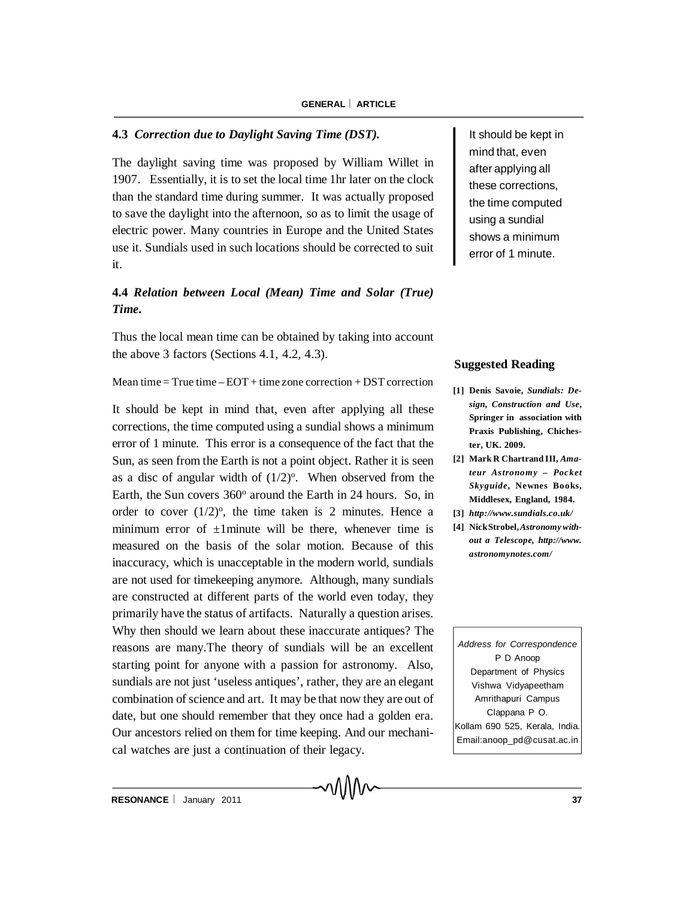### 4.3 *Correction due to Daylight Saving Time (DST).*

The daylight saving time was proposed by William Willet in 1907. Essentially, it is to set the local time 1hr later on the clock than the standard time during summer. It was actually proposed to save the daylight into the afternoon, so as to limit the usage of electric power. Many countries in Europe and the United States use it. Sundials used in such locations should be corrected to suit it.

### 4.4 *Relation between Local (Mean) Time and Solar (True) Time.*

Thus the local mean time can be obtained by taking into account the above 3 factors (Sections 4.1, 4.2, 4.3).

Mean time = True time – EOT + time zone correction + DST correction

It should be kept in mind that, even after applying all these corrections, the time computed using a sundial shows a minimum error of 1 minute. This error is a consequence of the fact that the Sun, as seen from the Earth is not a point object. Rather it is seen as a disc of angular width of $(1/2)^o$. When observed from the Earth, the Sun covers $360^o$ around the Earth in 24 hours. So, in order to cover $(1/2)^o$, the time taken is 2 minutes. Hence a minimum error of $\pm$1minute will be there, whenever time is measured on the basis of the solar motion. Because of this inaccuracy, which is unacceptable in the modern world, sundials are not used for timekeeping anymore. Although, many sundials are constructed at different parts of the world even today, they primarily have the status of artifacts. Naturally a question arises. Why then should we learn about these inaccurate antiques? The reasons are many.The theory of sundials will be an excellent starting point for anyone with a passion for astronomy. Also, sundials are not just 'useless antiques', rather, they are an elegant combination of science and art. It may be that now they are out of date, but one should remember that they once had a golden era. Our ancestors relied on them for time keeping. And our mechanical watches are just a continuation of their legacy.

It should be kept in mind that, even after applying all these corrections, the time computed using a sundial shows a minimum error of 1 minute.

## Suggested Reading

**[1] Denis Savoie, *Sundials: Design, Construction and Use*, Springer in association with Praxis Publishing, Chichester, UK. 2009.**

**[2] Mark R Chartrand III, *Amateur Astronomy – Pocket Skyguide*, Newnes Books, Middlesex, England, 1984.**

**[3] *http://www.sundials.co.uk/***

**[4] Nick Strobel, *Astronomy without a Telescope, http://www.astronomynotes.com/***

*Address for Correspondence*
P D Anoop
Department of Physics
Vishwa Vidyapeetham
Amrithapuri Campus
Clappana P O.
Kollam 690 525, Kerala, India.
Email:anoop_pd@cusat.ac.in